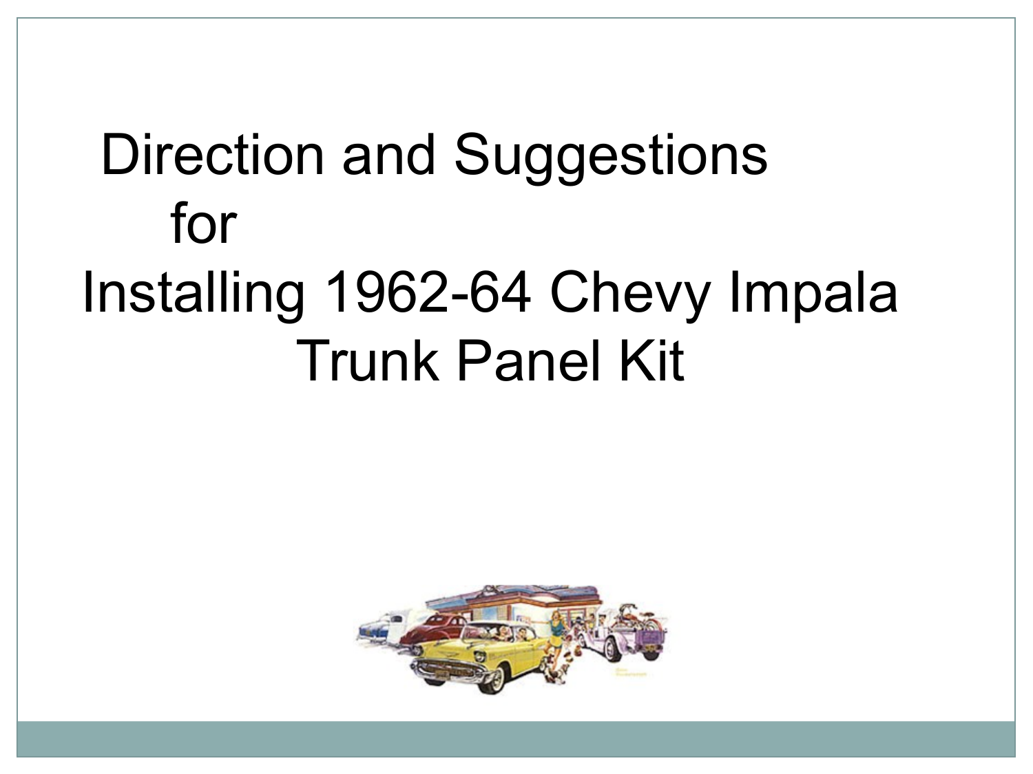# Direction and Suggestions for Installing 1962-64 Chevy Impala Trunk Panel Kit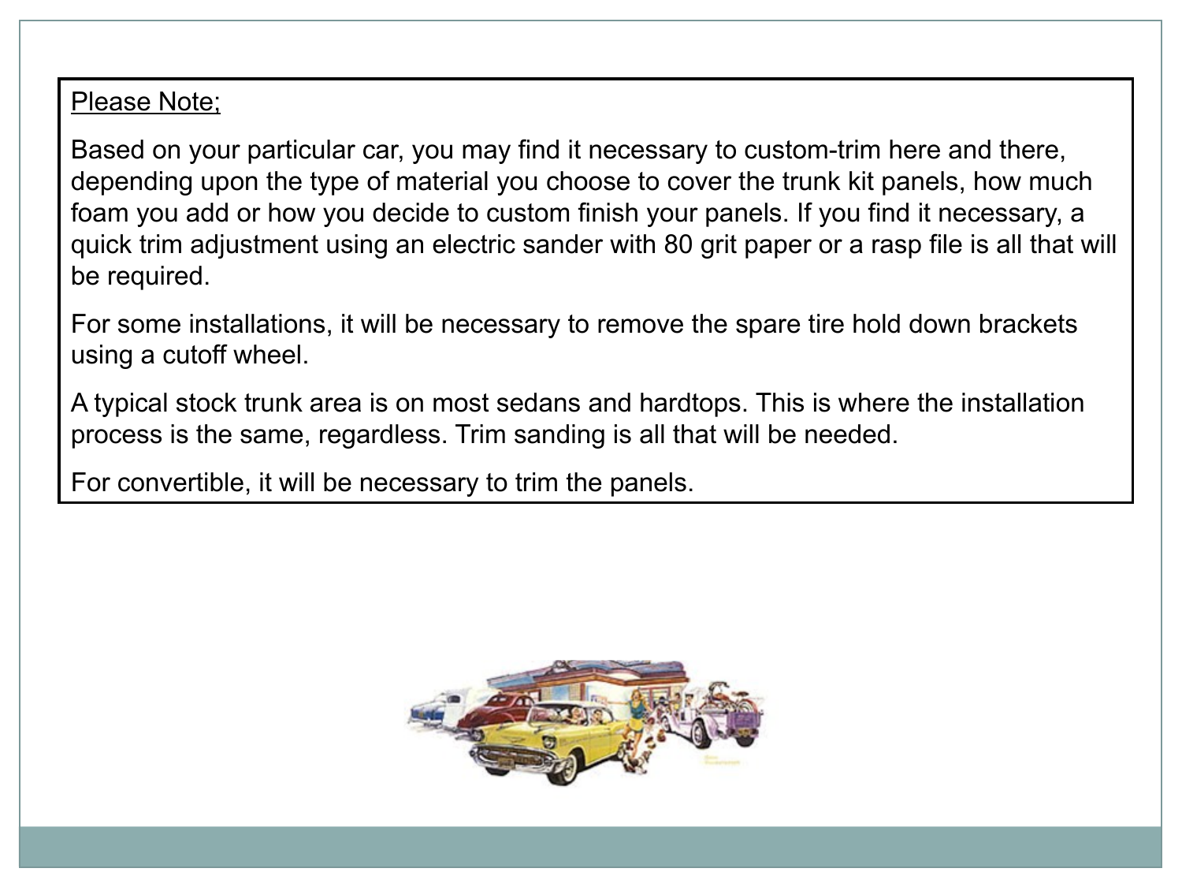<u>Please Note;</u>

Based on your particular car, you may find it necessary to custom-trim here and there, depending upon the type of material you choose to cover the trunk kit panels, how much foam you add or how you decide to custom finish your panels. If you find it necessary, a quick trim adjustment using an electric sander with 80 grit paper or a rasp file is all that will be required.

For some installations, it will be necessary to remove the spare tire hold down brackets using a cutoff wheel.

A typical stock trunk area is on most sedans and hardtops. This is where the installation process is the same, regardless. Trim sanding is all that will be needed.

For convertible, it will be necessary to trim the panels.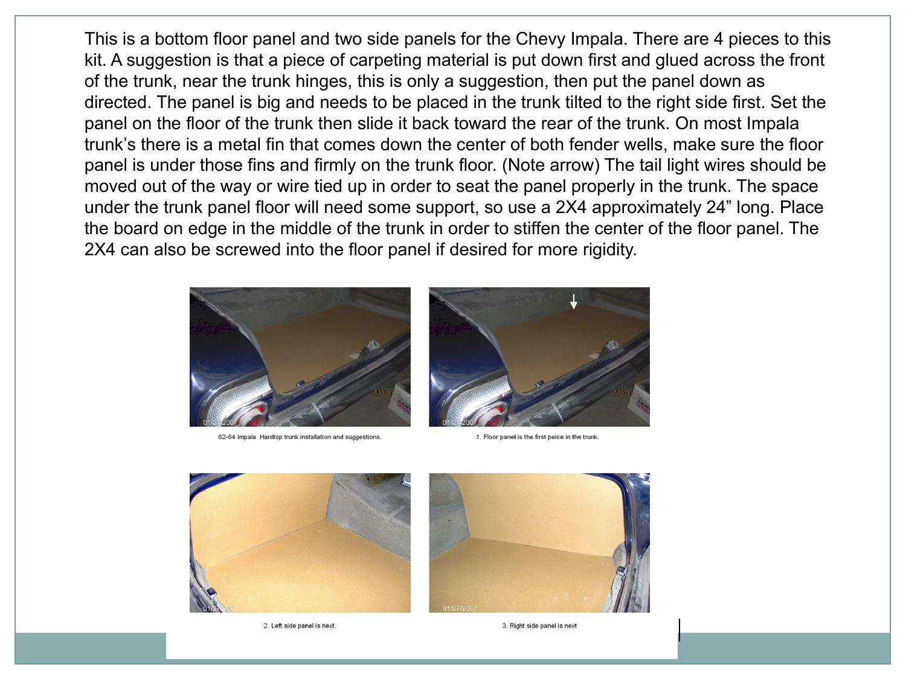This is a bottom floor panel and two side panels for the Chevy Impala. There are 4 pieces to this kit. A suggestion is that a piece of carpeting material is put down first and glued across the front of the trunk, near the trunk hinges, this is only a suggestion, then put the panel down as directed. The panel is big and needs to be placed in the trunk tilted to the right side first. Set the panel on the floor of the trunk then slide it back toward the rear of the trunk. On most Impala trunk's there is a metal fin that comes down the center of both fender wells, make sure the floor panel is under those fins and firmly on the trunk floor. (Note arrow) The tail light wires should be moved out of the way or wire tied up in order to seat the panel properly in the trunk. The space under the trunk panel floor will need some support, so use a 2X4 approximately 24" long. Place the board on edge in the middle of the trunk in order to stiffen the center of the floor panel. The 2X4 can also be screwed into the floor panel if desired for more rigidity.

62-64 Impala Hardtop trunk installation and suggestions.

1. Floor panel is the first peice in the trunk.

2. Left side panel is next.

3. Right side panel is next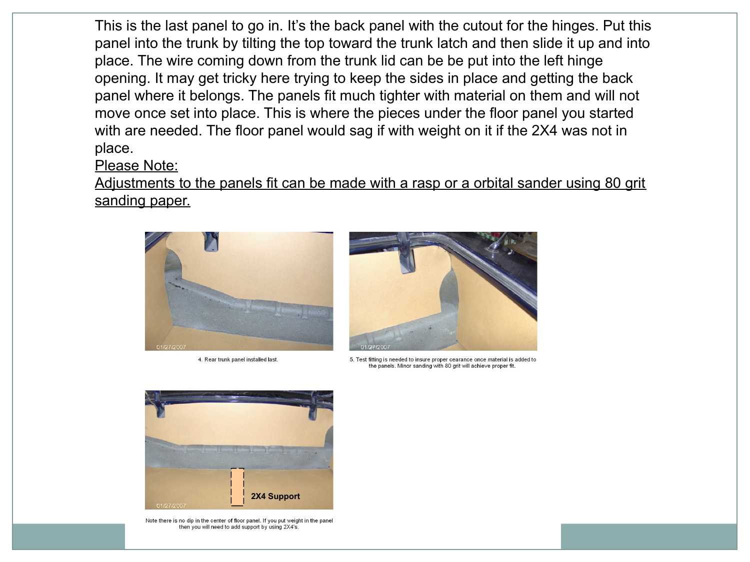This is the last panel to go in. It's the back panel with the cutout for the hinges. Put this panel into the trunk by tilting the top toward the trunk latch and then slide it up and into place. The wire coming down from the trunk lid can be be put into the left hinge opening. It may get tricky here trying to keep the sides in place and getting the back panel where it belongs. The panels fit much tighter with material on them and will not move once set into place. This is where the pieces under the floor panel you started with are needed. The floor panel would sag if with weight on it if the 2X4 was not in place.

Please Note:

Adjustments to the panels fit can be made with a rasp or a orbital sander using 80 grit sanding paper.

4. Rear trunk panel installed last.

5. Test fitting is needed to insure proper cearance once material is added to the panels. Minor sanding with 80 grit will achieve proper fit.

2X4 Support

Note there is no dip in the center of floor panel. If you put weight in the panel then you will need to add support by using 2X4's.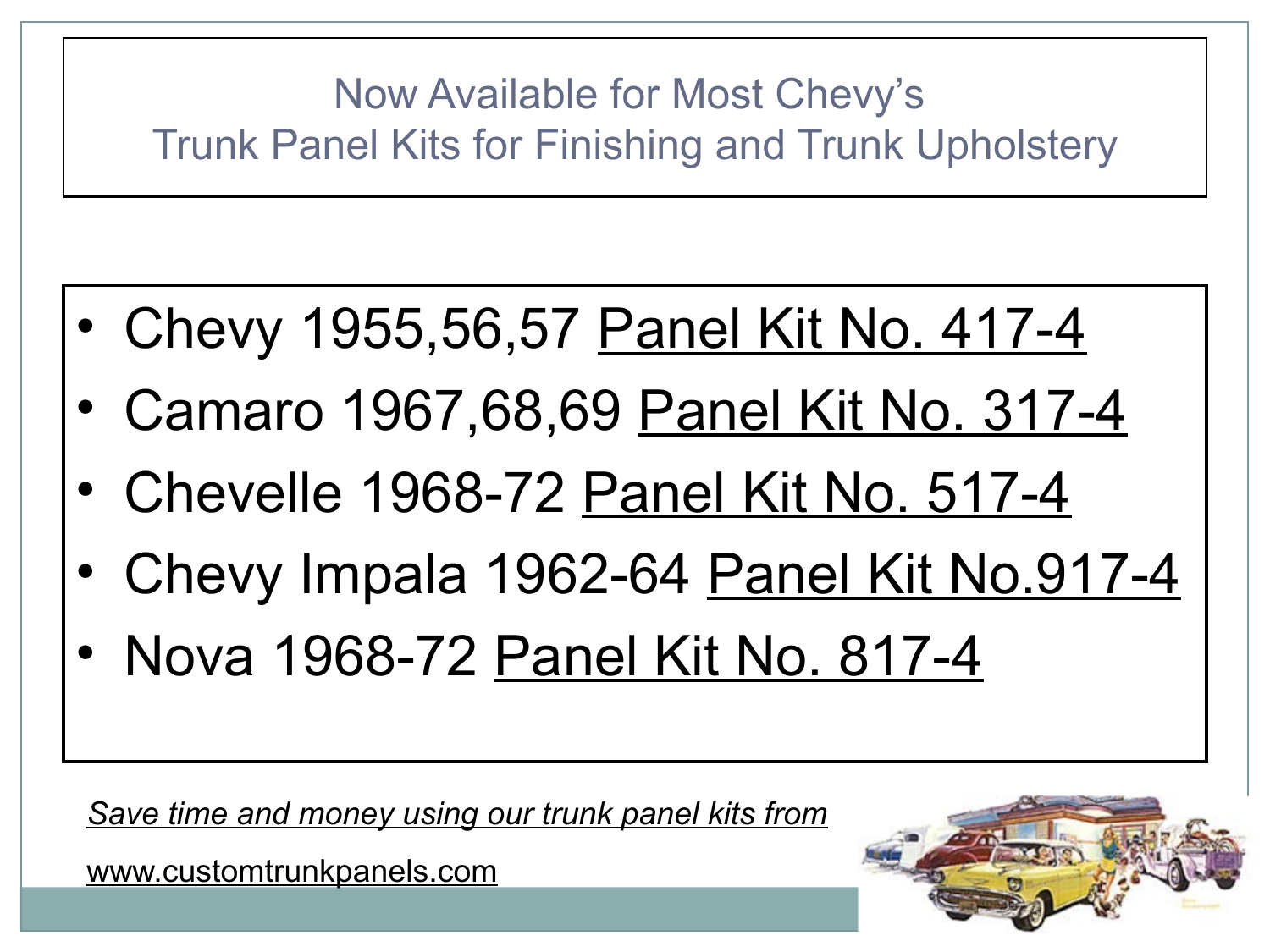## Now Available for Most Chevy's
## Trunk Panel Kits for Finishing and Trunk Upholstery

- Chevy 1955,56,57 Panel Kit No. 417-4
- Camaro 1967,68,69 Panel Kit No. 317-4
- Chevelle 1968-72 Panel Kit No. 517-4
- Chevy Impala 1962-64 Panel Kit No.917-4
- Nova 1968-72 Panel Kit No. 817-4

*Save time and money using our trunk panel kits from*

www.customtrunkpanels.com